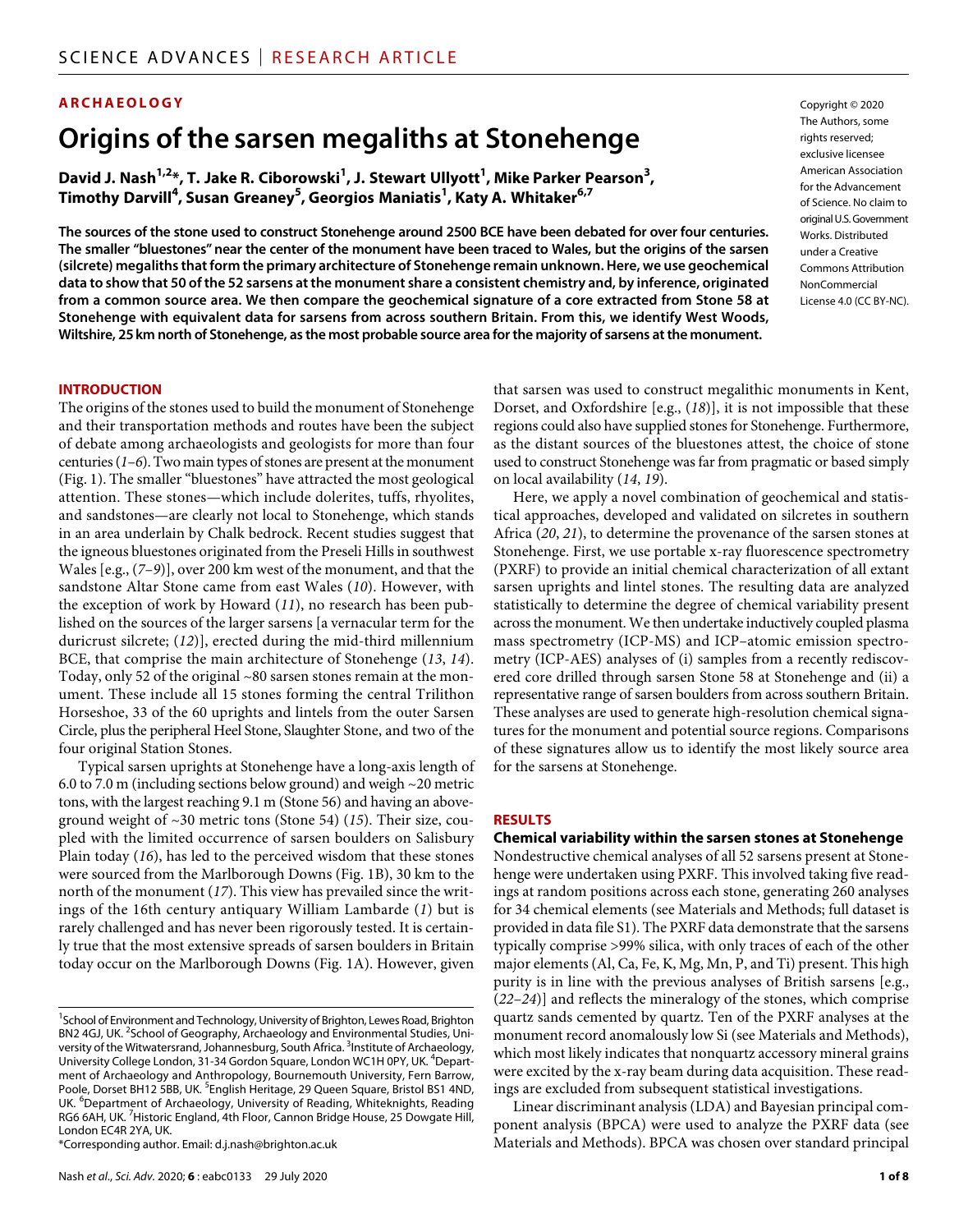ARCHAEOLOGY

# Origins of the sarsen megaliths at Stonehenge

**David J. Nash[1,2]\*, T. Jake R. Ciborowski[1], J. Stewart Ullyott[1], Mike Parker Pearson[3], Timothy Darvill[4], Susan Greaney[5], Georgios Maniatis[1], Katy A. Whitaker[6,7]**

Copyright © 2020 The Authors, some rights reserved; exclusive licensee American Association for the Advancement of Science. No claim to original U.S. Government Works. Distributed under a Creative Commons Attribution NonCommercial License 4.0 (CC BY-NC).

**The sources of the stone used to construct Stonehenge around 2500 BCE have been debated for over four centuries. The smaller "bluestones" near the center of the monument have been traced to Wales, but the origins of the sarsen (silcrete) megaliths that form the primary architecture of Stonehenge remain unknown. Here, we use geochemical data to show that 50 of the 52 sarsens at the monument share a consistent chemistry and, by inference, originated from a common source area. We then compare the geochemical signature of a core extracted from Stone 58 at Stonehenge with equivalent data for sarsens from across southern Britain. From this, we identify West Woods, Wiltshire, 25 km north of Stonehenge, as the most probable source area for the majority of sarsens at the monument.**

## INTRODUCTION

The origins of the stones used to build the monument of Stonehenge and their transportation methods and routes have been the subject of debate among archaeologists and geologists for more than four centuries (*1*–*6*). Two main types of stones are present at the monument (Fig. 1). The smaller "bluestones" have attracted the most geological attention. These stones—which include dolerites, tuffs, rhyolites, and sandstones—are clearly not local to Stonehenge, which stands in an area underlain by Chalk bedrock. Recent studies suggest that the igneous bluestones originated from the Preseli Hills in southwest Wales [e.g., (*7*–*9*)], over 200 km west of the monument, and that the sandstone Altar Stone came from east Wales (*10*). However, with the exception of work by Howard (*11*), no research has been published on the sources of the larger sarsens [a vernacular term for the duricrust silcrete; (*12*)], erected during the mid-third millennium BCE, that comprise the main architecture of Stonehenge (*13*, *14*). Today, only 52 of the original ~80 sarsen stones remain at the monument. These include all 15 stones forming the central Trilithon Horseshoe, 33 of the 60 uprights and lintels from the outer Sarsen Circle, plus the peripheral Heel Stone, Slaughter Stone, and two of the four original Station Stones.

Typical sarsen uprights at Stonehenge have a long-axis length of 6.0 to 7.0 m (including sections below ground) and weigh ~20 metric tons, with the largest reaching 9.1 m (Stone 56) and having an aboveground weight of ~30 metric tons (Stone 54) (*15*). Their size, coupled with the limited occurrence of sarsen boulders on Salisbury Plain today (*16*), has led to the perceived wisdom that these stones were sourced from the Marlborough Downs (Fig. 1B), 30 km to the north of the monument (*17*). This view has prevailed since the writings of the 16th century antiquary William Lambarde (*1*) but is rarely challenged and has never been rigorously tested. It is certainly true that the most extensive spreads of sarsen boulders in Britain today occur on the Marlborough Downs (Fig. 1A). However, given that sarsen was used to construct megalithic monuments in Kent, Dorset, and Oxfordshire [e.g., (*18*)], it is not impossible that these regions could also have supplied stones for Stonehenge. Furthermore, as the distant sources of the bluestones attest, the choice of stone used to construct Stonehenge was far from pragmatic or based simply on local availability (*14*, *19*).

Here, we apply a novel combination of geochemical and statistical approaches, developed and validated on silcretes in southern Africa (*20*, *21*), to determine the provenance of the sarsen stones at Stonehenge. First, we use portable x-ray fluorescence spectrometry (PXRF) to provide an initial chemical characterization of all extant sarsen uprights and lintel stones. The resulting data are analyzed statistically to determine the degree of chemical variability present across the monument. We then undertake inductively coupled plasma mass spectrometry (ICP-MS) and ICP–atomic emission spectrometry (ICP-AES) analyses of (i) samples from a recently rediscovered core drilled through sarsen Stone 58 at Stonehenge and (ii) a representative range of sarsen boulders from across southern Britain. These analyses are used to generate high-resolution chemical signatures for the monument and potential source regions. Comparisons of these signatures allow us to identify the most likely source area for the sarsens at Stonehenge.

## RESULTS

### Chemical variability within the sarsen stones at Stonehenge

Nondestructive chemical analyses of all 52 sarsens present at Stonehenge were undertaken using PXRF. This involved taking five readings at random positions across each stone, generating 260 analyses for 34 chemical elements (see Materials and Methods; full dataset is provided in data file S1). The PXRF data demonstrate that the sarsens typically comprise >99% silica, with only traces of each of the other major elements (Al, Ca, Fe, K, Mg, Mn, P, and Ti) present. This high purity is in line with the previous analyses of British sarsens [e.g., (*22*–*24*)] and reflects the mineralogy of the stones, which comprise quartz sands cemented by quartz. Ten of the PXRF analyses at the monument record anomalously low Si (see Materials and Methods), which most likely indicates that nonquartz accessory mineral grains were excited by the x-ray beam during data acquisition. These readings are excluded from subsequent statistical investigations.

Linear discriminant analysis (LDA) and Bayesian principal component analysis (BPCA) were used to analyze the PXRF data (see Materials and Methods). BPCA was chosen over standard principal

---

[1]School of Environment and Technology, University of Brighton, Lewes Road, Brighton BN2 4GJ, UK. [2]School of Geography, Archaeology and Environmental Studies, University of the Witwatersrand, Johannesburg, South Africa. [3]Institute of Archaeology, University College London, 31-34 Gordon Square, London WC1H 0PY, UK. [4]Department of Archaeology and Anthropology, Bournemouth University, Fern Barrow, Poole, Dorset BH12 5BB, UK. [5]English Heritage, 29 Queen Square, Bristol BS1 4ND, UK. [6]Department of Archaeology, University of Reading, Whiteknights, Reading RG6 6AH, UK. [7]Historic England, 4th Floor, Cannon Bridge House, 25 Dowgate Hill, London EC4R 2YA, UK.

\*Corresponding author. Email: d.j.nash@brighton.ac.uk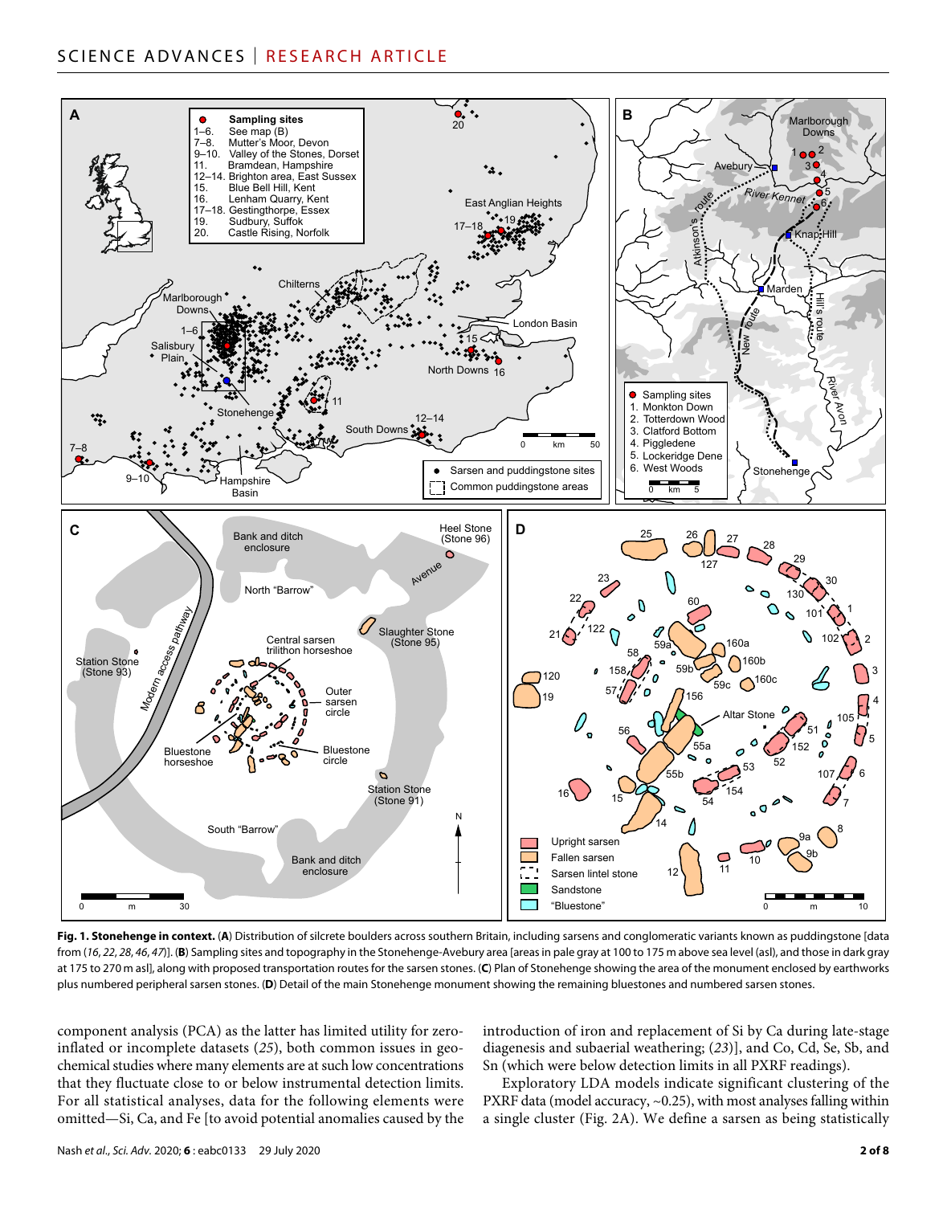**Fig. 1. Stonehenge in context.** (**A**) Distribution of silcrete boulders across southern Britain, including sarsens and conglomeratic variants known as puddingstone [data from (*16*, *22*, *28*, *46*, *47*)]. (**B**) Sampling sites and topography in the Stonehenge-Avebury area [areas in pale gray at 100 to 175 m above sea level (asl), and those in dark gray at 175 to 270 m asl], along with proposed transportation routes for the sarsen stones. (**C**) Plan of Stonehenge showing the area of the monument enclosed by earthworks plus numbered peripheral sarsen stones. (**D**) Detail of the main Stonehenge monument showing the remaining bluestones and numbered sarsen stones.

component analysis (PCA) as the latter has limited utility for zero-inflated or incomplete datasets (*25*), both common issues in geochemical studies where many elements are at such low concentrations that they fluctuate close to or below instrumental detection limits. For all statistical analyses, data for the following elements were omitted—Si, Ca, and Fe [to avoid potential anomalies caused by the introduction of iron and replacement of Si by Ca during late-stage diagenesis and subaerial weathering; (*23*)], and Co, Cd, Se, Sb, and Sn (which were below detection limits in all PXRF readings).

Exploratory LDA models indicate significant clustering of the PXRF data (model accuracy, ~0.25), with most analyses falling within a single cluster (Fig. 2A). We define a sarsen as being statistically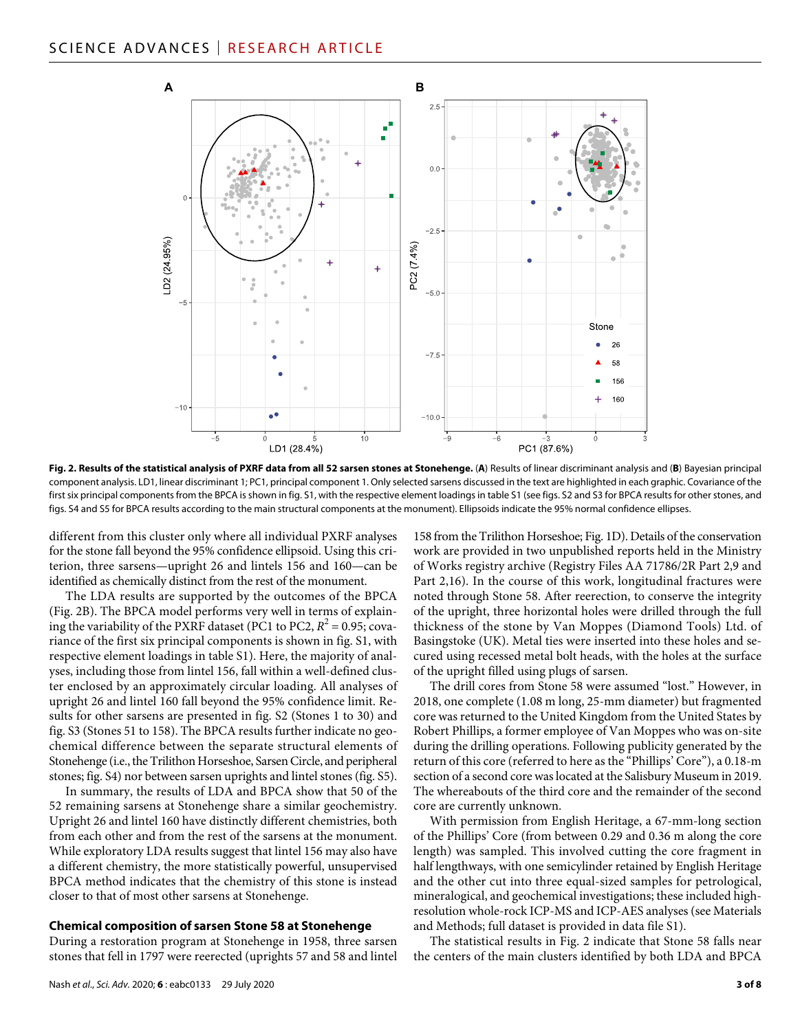**Fig. 2. Results of the statistical analysis of PXRF data from all 52 sarsen stones at Stonehenge.** (**A**) Results of linear discriminant analysis and (**B**) Bayesian principal component analysis. LD1, linear discriminant 1; PC1, principal component 1. Only selected sarsens discussed in the text are highlighted in each graphic. Covariance of the first six principal components from the BPCA is shown in fig. S1, with the respective element loadings in table S1 (see figs. S2 and S3 for BPCA results for other stones, and figs. S4 and S5 for BPCA results according to the main structural components at the monument). Ellipsoids indicate the 95% normal confidence ellipses.

different from this cluster only where all individual PXRF analyses for the stone fall beyond the 95% confidence ellipsoid. Using this criterion, three sarsens—upright 26 and lintels 156 and 160—can be identified as chemically distinct from the rest of the monument.

The LDA results are supported by the outcomes of the BPCA (Fig. 2B). The BPCA model performs very well in terms of explaining the variability of the PXRF dataset (PC1 to PC2, $R^2 = 0.95$; covariance of the first six principal components is shown in fig. S1, with respective element loadings in table S1). Here, the majority of analyses, including those from lintel 156, fall within a well-defined cluster enclosed by an approximately circular loading. All analyses of upright 26 and lintel 160 fall beyond the 95% confidence limit. Results for other sarsens are presented in fig. S2 (Stones 1 to 30) and fig. S3 (Stones 51 to 158). The BPCA results further indicate no geochemical difference between the separate structural elements of Stonehenge (i.e., the Trilithon Horseshoe, Sarsen Circle, and peripheral stones; fig. S4) nor between sarsen uprights and lintel stones (fig. S5).

In summary, the results of LDA and BPCA show that 50 of the 52 remaining sarsens at Stonehenge share a similar geochemistry. Upright 26 and lintel 160 have distinctly different chemistries, both from each other and from the rest of the sarsens at the monument. While exploratory LDA results suggest that lintel 156 may also have a different chemistry, the more statistically powerful, unsupervised BPCA method indicates that the chemistry of this stone is instead closer to that of most other sarsens at Stonehenge.

### Chemical composition of sarsen Stone 58 at Stonehenge

During a restoration program at Stonehenge in 1958, three sarsen stones that fell in 1797 were reerected (uprights 57 and 58 and lintel 158 from the Trilithon Horseshoe; Fig. 1D). Details of the conservation work are provided in two unpublished reports held in the Ministry of Works registry archive (Registry Files AA 71786/2R Part 2,9 and Part 2,16). In the course of this work, longitudinal fractures were noted through Stone 58. After reerection, to conserve the integrity of the upright, three horizontal holes were drilled through the full thickness of the stone by Van Moppes (Diamond Tools) Ltd. of Basingstoke (UK). Metal ties were inserted into these holes and secured using recessed metal bolt heads, with the holes at the surface of the upright filled using plugs of sarsen.

The drill cores from Stone 58 were assumed "lost." However, in 2018, one complete (1.08 m long, 25-mm diameter) but fragmented core was returned to the United Kingdom from the United States by Robert Phillips, a former employee of Van Moppes who was on-site during the drilling operations. Following publicity generated by the return of this core (referred to here as the "Phillips' Core"), a 0.18-m section of a second core was located at the Salisbury Museum in 2019. The whereabouts of the third core and the remainder of the second core are currently unknown.

With permission from English Heritage, a 67-mm-long section of the Phillips' Core (from between 0.29 and 0.36 m along the core length) was sampled. This involved cutting the core fragment in half lengthways, with one semicylinder retained by English Heritage and the other cut into three equal-sized samples for petrological, mineralogical, and geochemical investigations; these included high-resolution whole-rock ICP-MS and ICP-AES analyses (see Materials and Methods; full dataset is provided in data file S1).

The statistical results in Fig. 2 indicate that Stone 58 falls near the centers of the main clusters identified by both LDA and BPCA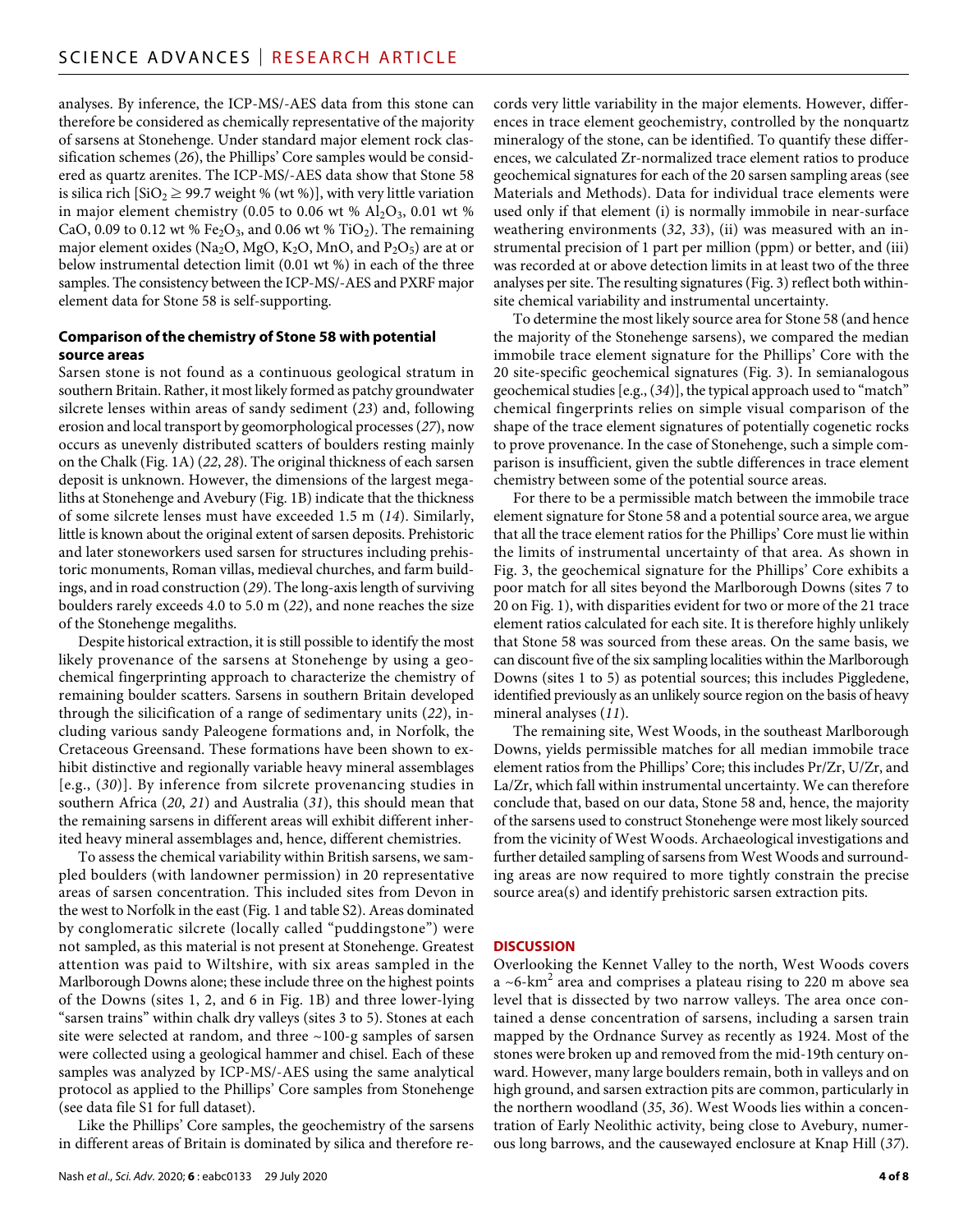analyses. By inference, the ICP-MS/-AES data from this stone can therefore be considered as chemically representative of the majority of sarsens at Stonehenge. Under standard major element rock classification schemes (*26*), the Phillips' Core samples would be considered as quartz arenites. The ICP-MS/-AES data show that Stone 58 is silica rich [$SiO_2 \geq 99.7$ weight % (wt %)], with very little variation in major element chemistry (0.05 to 0.06 wt % $Al_2O_3$, 0.01 wt % CaO, 0.09 to 0.12 wt % $Fe_2O_3$, and 0.06 wt % $TiO_2$). The remaining major element oxides ($Na_2O$, MgO, $K_2O$, MnO, and $P_2O_5$) are at or below instrumental detection limit (0.01 wt %) in each of the three samples. The consistency between the ICP-MS/-AES and PXRF major element data for Stone 58 is self-supporting.

### Comparison of the chemistry of Stone 58 with potential source areas

Sarsen stone is not found as a continuous geological stratum in southern Britain. Rather, it most likely formed as patchy groundwater silcrete lenses within areas of sandy sediment (*23*) and, following erosion and local transport by geomorphological processes (*27*), now occurs as unevenly distributed scatters of boulders resting mainly on the Chalk (Fig. 1A) (*22*, *28*). The original thickness of each sarsen deposit is unknown. However, the dimensions of the largest megaliths at Stonehenge and Avebury (Fig. 1B) indicate that the thickness of some silcrete lenses must have exceeded 1.5 m (*14*). Similarly, little is known about the original extent of sarsen deposits. Prehistoric and later stoneworkers used sarsen for structures including prehistoric monuments, Roman villas, medieval churches, and farm buildings, and in road construction (*29*). The long-axis length of surviving boulders rarely exceeds 4.0 to 5.0 m (*22*), and none reaches the size of the Stonehenge megaliths.

Despite historical extraction, it is still possible to identify the most likely provenance of the sarsens at Stonehenge by using a geochemical fingerprinting approach to characterize the chemistry of remaining boulder scatters. Sarsens in southern Britain developed through the silicification of a range of sedimentary units (*22*), including various sandy Paleogene formations and, in Norfolk, the Cretaceous Greensand. These formations have been shown to exhibit distinctive and regionally variable heavy mineral assemblages [e.g., (*30*)]. By inference from silcrete provenancing studies in southern Africa (*20*, *21*) and Australia (*31*), this should mean that the remaining sarsens in different areas will exhibit different inherited heavy mineral assemblages and, hence, different chemistries.

To assess the chemical variability within British sarsens, we sampled boulders (with landowner permission) in 20 representative areas of sarsen concentration. This included sites from Devon in the west to Norfolk in the east (Fig. 1 and table S2). Areas dominated by conglomeratic silcrete (locally called "puddingstone") were not sampled, as this material is not present at Stonehenge. Greatest attention was paid to Wiltshire, with six areas sampled in the Marlborough Downs alone; these include three on the highest points of the Downs (sites 1, 2, and 6 in Fig. 1B) and three lower-lying "sarsen trains" within chalk dry valleys (sites 3 to 5). Stones at each site were selected at random, and three ~100-g samples of sarsen were collected using a geological hammer and chisel. Each of these samples was analyzed by ICP-MS/-AES using the same analytical protocol as applied to the Phillips' Core samples from Stonehenge (see data file S1 for full dataset).

Like the Phillips' Core samples, the geochemistry of the sarsens in different areas of Britain is dominated by silica and therefore records very little variability in the major elements. However, differences in trace element geochemistry, controlled by the nonquartz mineralogy of the stone, can be identified. To quantify these differences, we calculated Zr-normalized trace element ratios to produce geochemical signatures for each of the 20 sarsen sampling areas (see Materials and Methods). Data for individual trace elements were used only if that element (i) is normally immobile in near-surface weathering environments (*32*, *33*), (ii) was measured with an instrumental precision of 1 part per million (ppm) or better, and (iii) was recorded at or above detection limits in at least two of the three analyses per site. The resulting signatures (Fig. 3) reflect both within-site chemical variability and instrumental uncertainty.

To determine the most likely source area for Stone 58 (and hence the majority of the Stonehenge sarsens), we compared the median immobile trace element signature for the Phillips' Core with the 20 site-specific geochemical signatures (Fig. 3). In semianalogous geochemical studies [e.g., (*34*)], the typical approach used to "match" chemical fingerprints relies on simple visual comparison of the shape of the trace element signatures of potentially cogenetic rocks to prove provenance. In the case of Stonehenge, such a simple comparison is insufficient, given the subtle differences in trace element chemistry between some of the potential source areas.

For there to be a permissible match between the immobile trace element signature for Stone 58 and a potential source area, we argue that all the trace element ratios for the Phillips' Core must lie within the limits of instrumental uncertainty of that area. As shown in Fig. 3, the geochemical signature for the Phillips' Core exhibits a poor match for all sites beyond the Marlborough Downs (sites 7 to 20 on Fig. 1), with disparities evident for two or more of the 21 trace element ratios calculated for each site. It is therefore highly unlikely that Stone 58 was sourced from these areas. On the same basis, we can discount five of the six sampling localities within the Marlborough Downs (sites 1 to 5) as potential sources; this includes Piggledene, identified previously as an unlikely source region on the basis of heavy mineral analyses (*11*).

The remaining site, West Woods, in the southeast Marlborough Downs, yields permissible matches for all median immobile trace element ratios from the Phillips' Core; this includes Pr/Zr, U/Zr, and La/Zr, which fall within instrumental uncertainty. We can therefore conclude that, based on our data, Stone 58 and, hence, the majority of the sarsens used to construct Stonehenge were most likely sourced from the vicinity of West Woods. Archaeological investigations and further detailed sampling of sarsens from West Woods and surrounding areas are now required to more tightly constrain the precise source area(s) and identify prehistoric sarsen extraction pits.

## DISCUSSION

Overlooking the Kennet Valley to the north, West Woods covers a ~6-km$^2$ area and comprises a plateau rising to 220 m above sea level that is dissected by two narrow valleys. The area once contained a dense concentration of sarsens, including a sarsen train mapped by the Ordnance Survey as recently as 1924. Most of the stones were broken up and removed from the mid-19th century onward. However, many large boulders remain, both in valleys and on high ground, and sarsen extraction pits are common, particularly in the northern woodland (*35*, *36*). West Woods lies within a concentration of Early Neolithic activity, being close to Avebury, numerous long barrows, and the causewayed enclosure at Knap Hill (*37*).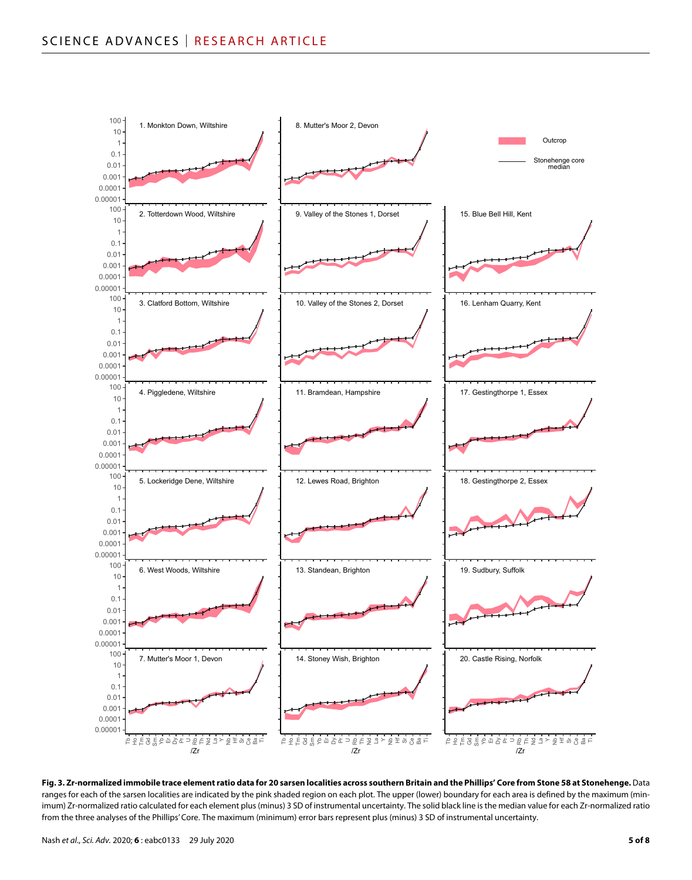**Fig. 3. Zr-normalized immobile trace element ratio data for 20 sarsen localities across southern Britain and the Phillips' Core from Stone 58 at Stonehenge.** Data ranges for each of the sarsen localities are indicated by the pink shaded region on each plot. The upper (lower) boundary for each area is defined by the maximum (minimum) Zr-normalized ratio calculated for each element plus (minus) 3 SD of instrumental uncertainty. The solid black line is the median value for each Zr-normalized ratio from the three analyses of the Phillips' Core. The maximum (minimum) error bars represent plus (minus) 3 SD of instrumental uncertainty.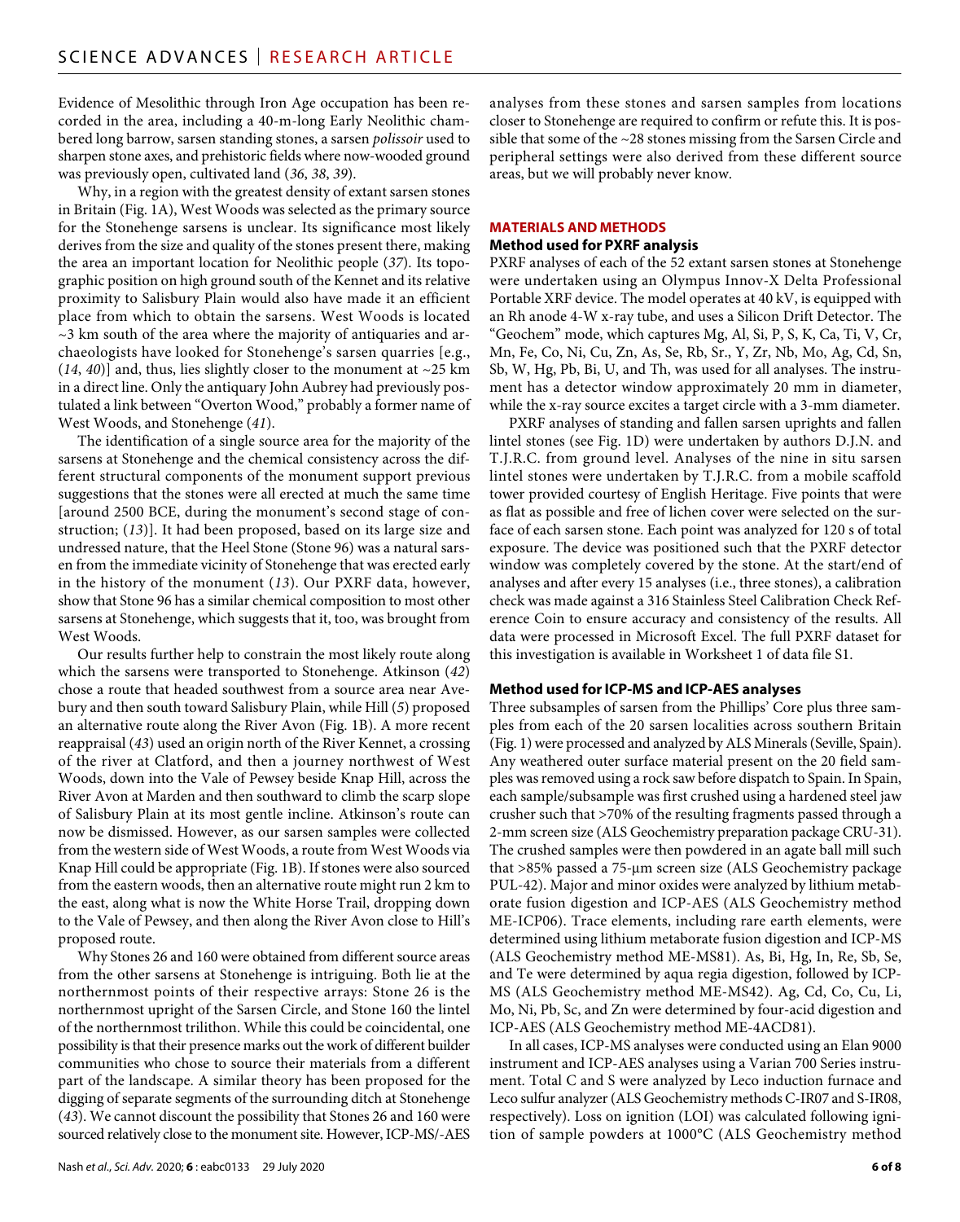Evidence of Mesolithic through Iron Age occupation has been recorded in the area, including a 40-m-long Early Neolithic chambered long barrow, sarsen standing stones, a sarsen *polissoir* used to sharpen stone axes, and prehistoric fields where now-wooded ground was previously open, cultivated land (*36*, *38*, *39*).

Why, in a region with the greatest density of extant sarsen stones in Britain (Fig. 1A), West Woods was selected as the primary source for the Stonehenge sarsens is unclear. Its significance most likely derives from the size and quality of the stones present there, making the area an important location for Neolithic people (*37*). Its topographic position on high ground south of the Kennet and its relative proximity to Salisbury Plain would also have made it an efficient place from which to obtain the sarsens. West Woods is located ~3 km south of the area where the majority of antiquaries and archaeologists have looked for Stonehenge's sarsen quarries [e.g., (*14*, *40*)] and, thus, lies slightly closer to the monument at ~25 km in a direct line. Only the antiquary John Aubrey had previously postulated a link between "Overton Wood," probably a former name of West Woods, and Stonehenge (*41*).

The identification of a single source area for the majority of the sarsens at Stonehenge and the chemical consistency across the different structural components of the monument support previous suggestions that the stones were all erected at much the same time [around 2500 BCE, during the monument's second stage of construction; (*13*)]. It had been proposed, based on its large size and undressed nature, that the Heel Stone (Stone 96) was a natural sarsen from the immediate vicinity of Stonehenge that was erected early in the history of the monument (*13*). Our PXRF data, however, show that Stone 96 has a similar chemical composition to most other sarsens at Stonehenge, which suggests that it, too, was brought from West Woods.

Our results further help to constrain the most likely route along which the sarsens were transported to Stonehenge. Atkinson (*42*) chose a route that headed southwest from a source area near Avebury and then south toward Salisbury Plain, while Hill (*5*) proposed an alternative route along the River Avon (Fig. 1B). A more recent reappraisal (*43*) used an origin north of the River Kennet, a crossing of the river at Clatford, and then a journey northwest of West Woods, down into the Vale of Pewsey beside Knap Hill, across the River Avon at Marden and then southward to climb the scarp slope of Salisbury Plain at its most gentle incline. Atkinson's route can now be dismissed. However, as our sarsen samples were collected from the western side of West Woods, a route from West Woods via Knap Hill could be appropriate (Fig. 1B). If stones were also sourced from the eastern woods, then an alternative route might run 2 km to the east, along what is now the White Horse Trail, dropping down to the Vale of Pewsey, and then along the River Avon close to Hill's proposed route.

Why Stones 26 and 160 were obtained from different source areas from the other sarsens at Stonehenge is intriguing. Both lie at the northernmost points of their respective arrays: Stone 26 is the northernmost upright of the Sarsen Circle, and Stone 160 the lintel of the northernmost trilithon. While this could be coincidental, one possibility is that their presence marks out the work of different builder communities who chose to source their materials from a different part of the landscape. A similar theory has been proposed for the digging of separate segments of the surrounding ditch at Stonehenge (*43*). We cannot discount the possibility that Stones 26 and 160 were sourced relatively close to the monument site. However, ICP-MS/-AES analyses from these stones and sarsen samples from locations closer to Stonehenge are required to confirm or refute this. It is possible that some of the ~28 stones missing from the Sarsen Circle and peripheral settings were also derived from these different source areas, but we will probably never know.

## MATERIALS AND METHODS

### Method used for PXRF analysis

PXRF analyses of each of the 52 extant sarsen stones at Stonehenge were undertaken using an Olympus Innov-X Delta Professional Portable XRF device. The model operates at 40 kV, is equipped with an Rh anode 4-W x-ray tube, and uses a Silicon Drift Detector. The "Geochem" mode, which captures Mg, Al, Si, P, S, K, Ca, Ti, V, Cr, Mn, Fe, Co, Ni, Cu, Zn, As, Se, Rb, Sr., Y, Zr, Nb, Mo, Ag, Cd, Sn, Sb, W, Hg, Pb, Bi, U, and Th, was used for all analyses. The instrument has a detector window approximately 20 mm in diameter, while the x-ray source excites a target circle with a 3-mm diameter.

PXRF analyses of standing and fallen sarsen uprights and fallen lintel stones (see Fig. 1D) were undertaken by authors D.J.N. and T.J.R.C. from ground level. Analyses of the nine in situ sarsen lintel stones were undertaken by T.J.R.C. from a mobile scaffold tower provided courtesy of English Heritage. Five points that were as flat as possible and free of lichen cover were selected on the surface of each sarsen stone. Each point was analyzed for 120 s of total exposure. The device was positioned such that the PXRF detector window was completely covered by the stone. At the start/end of analyses and after every 15 analyses (i.e., three stones), a calibration check was made against a 316 Stainless Steel Calibration Check Reference Coin to ensure accuracy and consistency of the results. All data were processed in Microsoft Excel. The full PXRF dataset for this investigation is available in Worksheet 1 of data file S1.

### Method used for ICP-MS and ICP-AES analyses

Three subsamples of sarsen from the Phillips' Core plus three samples from each of the 20 sarsen localities across southern Britain (Fig. 1) were processed and analyzed by ALS Minerals (Seville, Spain). Any weathered outer surface material present on the 20 field samples was removed using a rock saw before dispatch to Spain. In Spain, each sample/subsample was first crushed using a hardened steel jaw crusher such that >70% of the resulting fragments passed through a 2-mm screen size (ALS Geochemistry preparation package CRU-31). The crushed samples were then powdered in an agate ball mill such that >85% passed a 75-μm screen size (ALS Geochemistry package PUL-42). Major and minor oxides were analyzed by lithium metaborate fusion digestion and ICP-AES (ALS Geochemistry method ME-ICP06). Trace elements, including rare earth elements, were determined using lithium metaborate fusion digestion and ICP-MS (ALS Geochemistry method ME-MS81). As, Bi, Hg, In, Re, Sb, Se, and Te were determined by aqua regia digestion, followed by ICP-MS (ALS Geochemistry method ME-MS42). Ag, Cd, Co, Cu, Li, Mo, Ni, Pb, Sc, and Zn were determined by four-acid digestion and ICP-AES (ALS Geochemistry method ME-4ACD81).

In all cases, ICP-MS analyses were conducted using an Elan 9000 instrument and ICP-AES analyses using a Varian 700 Series instrument. Total C and S were analyzed by Leco induction furnace and Leco sulfur analyzer (ALS Geochemistry methods C-IR07 and S-IR08, respectively). Loss on ignition (LOI) was calculated following ignition of sample powders at 1000°C (ALS Geochemistry method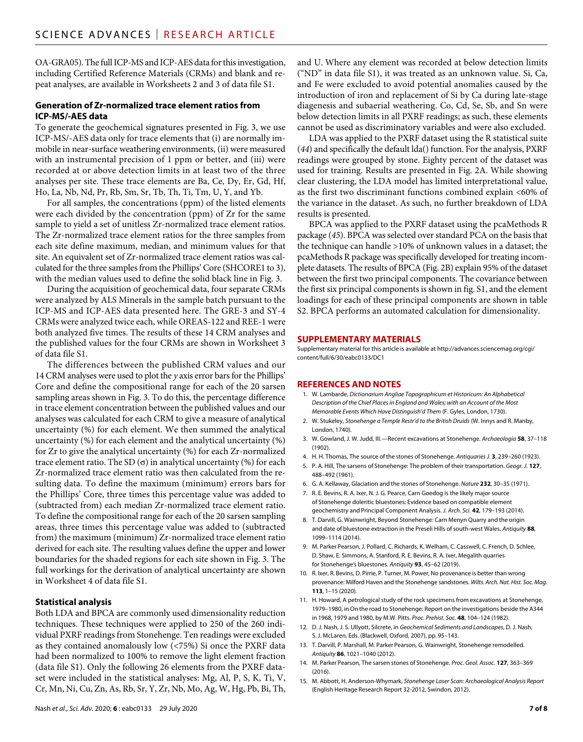OA-GRA05). The full ICP-MS and ICP-AES data for this investigation, including Certified Reference Materials (CRMs) and blank and repeat analyses, are available in Worksheets 2 and 3 of data file S1.

### Generation of Zr-normalized trace element ratios from ICP-MS/-AES data

To generate the geochemical signatures presented in Fig. 3, we use ICP-MS/-AES data only for trace elements that (i) are normally immobile in near-surface weathering environments, (ii) were measured with an instrumental precision of 1 ppm or better, and (iii) were recorded at or above detection limits in at least two of the three analyses per site. These trace elements are Ba, Ce, Dy, Er, Gd, Hf, Ho, La, Nb, Nd, Pr, Rb, Sm, Sr, Tb, Th, Ti, Tm, U, Y, and Yb.

For all samples, the concentrations (ppm) of the listed elements were each divided by the concentration (ppm) of Zr for the same sample to yield a set of unitless Zr-normalized trace element ratios. The Zr-normalized trace element ratios for the three samples from each site define maximum, median, and minimum values for that site. An equivalent set of Zr-normalized trace element ratios was calculated for the three samples from the Phillips' Core (SHCORE1 to 3), with the median values used to define the solid black line in Fig. 3.

During the acquisition of geochemical data, four separate CRMs were analyzed by ALS Minerals in the sample batch pursuant to the ICP-MS and ICP-AES data presented here. The GRE-3 and SY-4 CRMs were analyzed twice each, while OREAS-122 and REE-1 were both analyzed five times. The results of these 14 CRM analyses and the published values for the four CRMs are shown in Worksheet 3 of data file S1.

The differences between the published CRM values and our 14 CRM analyses were used to plot the *y* axis error bars for the Phillips' Core and define the compositional range for each of the 20 sarsen sampling areas shown in Fig. 3. To do this, the percentage difference in trace element concentration between the published values and our analyses was calculated for each CRM to give a measure of analytical uncertainty (%) for each element. We then summed the analytical uncertainty (%) for each element and the analytical uncertainty (%) for Zr to give the analytical uncertainty (%) for each Zr-normalized trace element ratio. The SD ($\sigma$) in analytical uncertainty (%) for each Zr-normalized trace element ratio was then calculated from the resulting data. To define the maximum (minimum) errors bars for the Phillips' Core, three times this percentage value was added to (subtracted from) each median Zr-normalized trace element ratio. To define the compositional range for each of the 20 sarsen sampling areas, three times this percentage value was added to (subtracted from) the maximum (minimum) Zr-normalized trace element ratio derived for each site. The resulting values define the upper and lower boundaries for the shaded regions for each site shown in Fig. 3. The full workings for the derivation of analytical uncertainty are shown in Worksheet 4 of data file S1.

### Statistical analysis

Both LDA and BPCA are commonly used dimensionality reduction techniques. These techniques were applied to 250 of the 260 individual PXRF readings from Stonehenge. Ten readings were excluded as they contained anomalously low (<75%) Si once the PXRF data had been normalized to 100% to remove the light element fraction (data file S1). Only the following 26 elements from the PXRF dataset were included in the statistical analyses: Mg, Al, P, S, K, Ti, V, Cr, Mn, Ni, Cu, Zn, As, Rb, Sr, Y, Zr, Nb, Mo, Ag, W, Hg, Pb, Bi, Th, and U. Where any element was recorded at below detection limits ("ND" in data file S1), it was treated as an unknown value. Si, Ca, and Fe were excluded to avoid potential anomalies caused by the introduction of iron and replacement of Si by Ca during late-stage diagenesis and subaerial weathering. Co, Cd, Se, Sb, and Sn were below detection limits in all PXRF readings; as such, these elements cannot be used as discriminatory variables and were also excluded.

LDA was applied to the PXRF dataset using the R statistical suite (*44*) and specifically the default lda() function. For the analysis, PXRF readings were grouped by stone. Eighty percent of the dataset was used for training. Results are presented in Fig. 2A. While showing clear clustering, the LDA model has limited interpretational value, as the first two discriminant functions combined explain <60% of the variance in the dataset. As such, no further breakdown of LDA results is presented.

BPCA was applied to the PXRF dataset using the pcaMethods R package (*45*). BPCA was selected over standard PCA on the basis that the technique can handle >10% of unknown values in a dataset; the pcaMethods R package was specifically developed for treating incomplete datasets. The results of BPCA (Fig. 2B) explain 95% of the dataset between the first two principal components. The covariance between the first six principal components is shown in fig. S1, and the element loadings for each of these principal components are shown in table S2. BPCA performs an automated calculation for dimensionality.

## SUPPLEMENTARY MATERIALS

Supplementary material for this article is available at http://advances.sciencemag.org/cgi/content/full/6/30/eabc0133/DC1

## REFERENCES AND NOTES

1. W. Lambarde, *Dictionarium Angliae Topographicum et Historicum: An Alphabetical Description of the Chief Places in England and Wales; with an Account of the Most Memorable Events Which Have Distinguish'd Them* (F. Gyles, London, 1730).
2. W. Stukeley, *Stonehenge a Temple Restr'd to the British Druids* (W. Innys and R. Manby, London, 1740).
3. W. Gowland, J. W. Judd, III.—Recent excavations at Stonehenge. *Archaeologia* **58**, 37–118 (1902).
4. H. H. Thomas, The source of the stones of Stonehenge. *Antiquaries J.* **3**, 239–260 (1923).
5. P. A. Hill, The sarsens of Stonehenge: The problem of their transportation. *Geogr. J.* **127**, 488–492 (1961).
6. G. A. Kellaway, Glaciation and the stones of Stonehenge. *Nature* **232**, 30–35 (1971).
7. R. E. Bevins, R. A. Ixer, N. J. G. Pearce, Carn Goedog is the likely major source of Stonehenge doleritic bluestones: Evidence based on compatible element geochemistry and Principal Component Analysis. *J. Arch. Sci.* **42**, 179–193 (2014).
8. T. Darvill, G. Wainwright, Beyond Stonehenge: Carn Menyn Quarry and the origin and date of bluestone extraction in the Preseli Hills of south-west Wales. *Antiquity* **88**, 1099–1114 (2014).
9. M. Parker Pearson, J. Pollard, C. Richards, K. Welham, C. Casswell, C. French, D. Schlee, D. Shaw, E. Simmons, A. Stanford, R. E. Bevins, R. A. Ixer, Megalith quarries for Stonehenge's bluestones. *Antiquity* **93**, 45–62 (2019).
10. R. Ixer, R. Bevins, D. Pirrie, P. Turner, M. Power, No provenance is better than wrong provenance: Milford Haven and the Stonehenge sandstones. *Wilts. Arch. Nat. Hist. Soc. Mag.* **113**, 1–15 (2020).
11. H. Howard, A petrological study of the rock specimens from excavations at Stonehenge, 1979–1980, in On the road to Stonehenge: Report on the investigations beside the A344 in 1968, 1979 and 1980, by M.W. Pitts. *Proc. Prehist. Soc.* **48**, 104–124 (1982).
12. D. J. Nash, J. S. Ullyott, Silcrete, in *Geochemical Sediments and Landscapes*, D. J. Nash, S. J. McLaren, Eds. (Blackwell, Oxford, 2007), pp. 95–143.
13. T. Darvill, P. Marshall, M. Parker Pearson, G. Wainwright, Stonehenge remodelled. *Antiquity* **86**, 1021–1040 (2012).
14. M. Parker Pearson, The sarsen stones of Stonehenge. *Proc. Geol. Assoc.* **127**, 363–369 (2016).
15. M. Abbott, H. Anderson-Whymark, *Stonehenge Laser Scan: Archaeological Analysis Report* (English Heritage Research Report 32-2012, Swindon, 2012).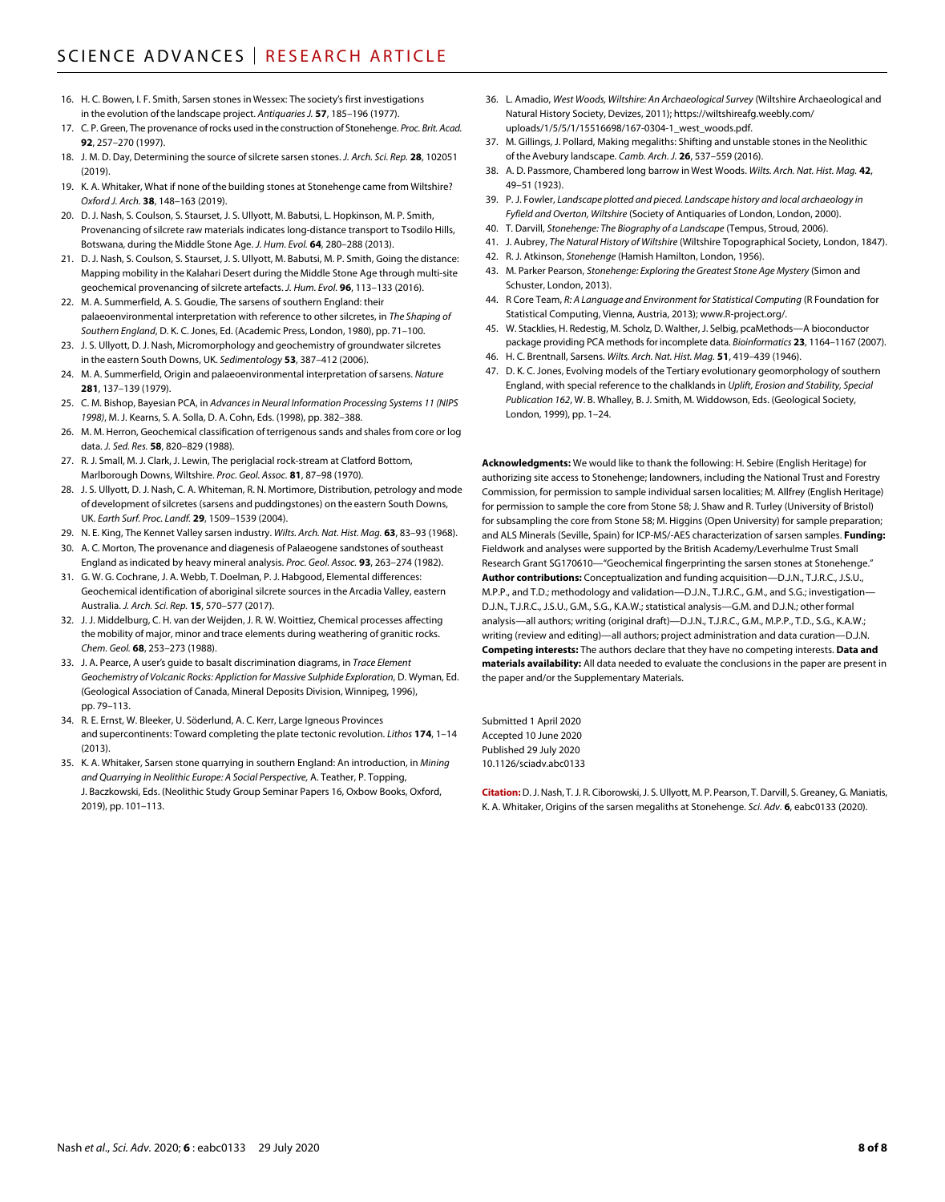16. H. C. Bowen, I. F. Smith, Sarsen stones in Wessex: The society's first investigations in the evolution of the landscape project. *Antiquaries J.* **57**, 185–196 (1977).
17. C. P. Green, The provenance of rocks used in the construction of Stonehenge. *Proc. Brit. Acad.* **92**, 257–270 (1997).
18. J. M. D. Day, Determining the source of silcrete sarsen stones. *J. Arch. Sci. Rep.* **28**, 102051 (2019).
19. K. A. Whitaker, What if none of the building stones at Stonehenge came from Wiltshire? *Oxford J. Arch.* **38**, 148–163 (2019).
20. D. J. Nash, S. Coulson, S. Staurset, J. S. Ullyott, M. Babutsi, L. Hopkinson, M. P. Smith, Provenancing of silcrete raw materials indicates long-distance transport to Tsodilo Hills, Botswana, during the Middle Stone Age. *J. Hum. Evol.* **64**, 280–288 (2013).
21. D. J. Nash, S. Coulson, S. Staurset, J. S. Ullyott, M. Babutsi, M. P. Smith, Going the distance: Mapping mobility in the Kalahari Desert during the Middle Stone Age through multi-site geochemical provenancing of silcrete artefacts. *J. Hum. Evol.* **96**, 113–133 (2016).
22. M. A. Summerfield, A. S. Goudie, The sarsens of southern England: their palaeoenvironmental interpretation with reference to other silcretes, in *The Shaping of Southern England*, D. K. C. Jones, Ed. (Academic Press, London, 1980), pp. 71–100.
23. J. S. Ullyott, D. J. Nash, Micromorphology and geochemistry of groundwater silcretes in the eastern South Downs, UK. *Sedimentology* **53**, 387–412 (2006).
24. M. A. Summerfield, Origin and palaeoenvironmental interpretation of sarsens. *Nature* **281**, 137–139 (1979).
25. C. M. Bishop, Bayesian PCA, in *Advances in Neural Information Processing Systems 11 (NIPS 1998)*, M. J. Kearns, S. A. Solla, D. A. Cohn, Eds. (1998), pp. 382–388.
26. M. M. Herron, Geochemical classification of terrigenous sands and shales from core or log data. *J. Sed. Res.* **58**, 820–829 (1988).
27. R. J. Small, M. J. Clark, J. Lewin, The periglacial rock-stream at Clatford Bottom, Marlborough Downs, Wiltshire. *Proc. Geol. Assoc.* **81**, 87–98 (1970).
28. J. S. Ullyott, D. J. Nash, C. A. Whiteman, R. N. Mortimore, Distribution, petrology and mode of development of silcretes (sarsens and puddingstones) on the eastern South Downs, UK. *Earth Surf. Proc. Landf.* **29**, 1509–1539 (2004).
29. N. E. King, The Kennet Valley sarsen industry. *Wilts. Arch. Nat. Hist. Mag.* **63**, 83–93 (1968).
30. A. C. Morton, The provenance and diagenesis of Palaeogene sandstones of southeast England as indicated by heavy mineral analysis. *Proc. Geol. Assoc.* **93**, 263–274 (1982).
31. G. W. G. Cochrane, J. A. Webb, T. Doelman, P. J. Habgood, Elemental differences: Geochemical identification of aboriginal silcrete sources in the Arcadia Valley, eastern Australia. *J. Arch. Sci. Rep.* **15**, 570–577 (2017).
32. J. J. Middelburg, C. H. van der Weijden, J. R. W. Woittiez, Chemical processes affecting the mobility of major, minor and trace elements during weathering of granitic rocks. *Chem. Geol.* **68**, 253–273 (1988).
33. J. A. Pearce, A user's guide to basalt discrimination diagrams, in *Trace Element Geochemistry of Volcanic Rocks: Appliction for Massive Sulphide Exploration*, D. Wyman, Ed. (Geological Association of Canada, Mineral Deposits Division, Winnipeg, 1996), pp. 79–113.
34. R. E. Ernst, W. Bleeker, U. Söderlund, A. C. Kerr, Large Igneous Provinces and supercontinents: Toward completing the plate tectonic revolution. *Lithos* **174**, 1–14 (2013).
35. K. A. Whitaker, Sarsen stone quarrying in southern England: An introduction, in *Mining and Quarrying in Neolithic Europe: A Social Perspective,* A. Teather, P. Topping, J. Baczkowski, Eds. (Neolithic Study Group Seminar Papers 16, Oxbow Books, Oxford, 2019), pp. 101–113.
36. L. Amadio, *West Woods, Wiltshire: An Archaeological Survey* (Wiltshire Archaeological and Natural History Society, Devizes, 2011); https://wiltshireafg.weebly.com/uploads/1/5/5/1/15516698/167-0304-1_west_woods.pdf.
37. M. Gillings, J. Pollard, Making megaliths: Shifting and unstable stones in the Neolithic of the Avebury landscape. *Camb. Arch. J.* **26**, 537–559 (2016).
38. A. D. Passmore, Chambered long barrow in West Woods. *Wilts. Arch. Nat. Hist. Mag.* **42**, 49–51 (1923).
39. P. J. Fowler, *Landscape plotted and pieced. Landscape history and local archaeology in Fyfield and Overton, Wiltshire* (Society of Antiquaries of London, London, 2000).
40. T. Darvill, *Stonehenge: The Biography of a Landscape* (Tempus, Stroud, 2006).
41. J. Aubrey, *The Natural History of Wiltshire* (Wiltshire Topographical Society, London, 1847).
42. R. J. Atkinson, *Stonehenge* (Hamish Hamilton, London, 1956).
43. M. Parker Pearson, *Stonehenge: Exploring the Greatest Stone Age Mystery* (Simon and Schuster, London, 2013).
44. R Core Team, *R: A Language and Environment for Statistical Computing* (R Foundation for Statistical Computing, Vienna, Austria, 2013); www.R-project.org/.
45. W. Stacklies, H. Redestig, M. Scholz, D. Walther, J. Selbig, pcaMethods—A bioconductor package providing PCA methods for incomplete data. *Bioinformatics* **23**, 1164–1167 (2007).
46. H. C. Brentnall, Sarsens. *Wilts. Arch. Nat. Hist. Mag.* **51**, 419–439 (1946).
47. D. K. C. Jones, Evolving models of the Tertiary evolutionary geomorphology of southern England, with special reference to the chalklands in *Uplift, Erosion and Stability, Special Publication 162*, W. B. Whalley, B. J. Smith, M. Widdowson, Eds. (Geological Society, London, 1999), pp. 1–24.

**Acknowledgments:** We would like to thank the following: H. Sebire (English Heritage) for authorizing site access to Stonehenge; landowners, including the National Trust and Forestry Commission, for permission to sample individual sarsen localities; M. Allfrey (English Heritage) for permission to sample the core from Stone 58; J. Shaw and R. Turley (University of Bristol) for subsampling the core from Stone 58; M. Higgins (Open University) for sample preparation; and ALS Minerals (Seville, Spain) for ICP-MS/-AES characterization of sarsen samples. **Funding:** Fieldwork and analyses were supported by the British Academy/Leverhulme Trust Small Research Grant SG170610—"Geochemical fingerprinting the sarsen stones at Stonehenge." **Author contributions:** Conceptualization and funding acquisition—D.J.N., T.J.R.C., J.S.U., M.P.P., and T.D.; methodology and validation—D.J.N., T.J.R.C., G.M., and S.G.; investigation—D.J.N., T.J.R.C., J.S.U., G.M., S.G., K.A.W.; statistical analysis—G.M. and D.J.N.; other formal analysis—all authors; writing (original draft)—D.J.N., T.J.R.C., G.M., M.P.P., T.D., S.G., K.A.W.; writing (review and editing)—all authors; project administration and data curation—D.J.N. **Competing interests:** The authors declare that they have no competing interests. **Data and materials availability:** All data needed to evaluate the conclusions in the paper are present in the paper and/or the Supplementary Materials.

Submitted 1 April 2020
Accepted 10 June 2020
Published 29 July 2020
10.1126/sciadv.abc0133

**Citation:** D. J. Nash, T. J. R. Ciborowski, J. S. Ullyott, M. P. Pearson, T. Darvill, S. Greaney, G. Maniatis, K. A. Whitaker, Origins of the sarsen megaliths at Stonehenge. *Sci. Adv.* **6**, eabc0133 (2020).